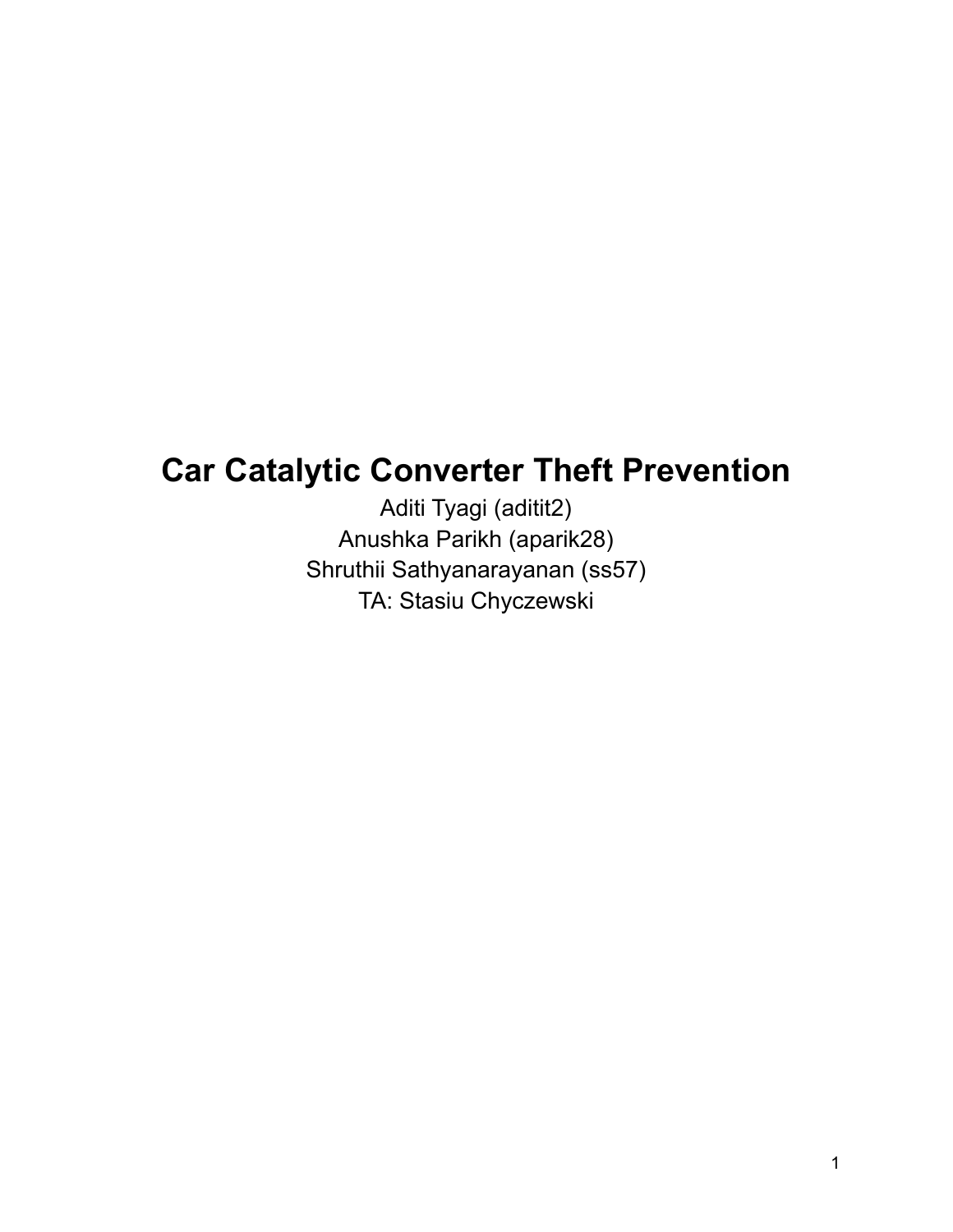# Car Catalytic Converter Theft Prevention

Aditi Tyagi (aditit2)
Anushka Parikh (aparik28)
Shruthii Sathyanarayanan (ss57)
TA: Stasiu Chyczewski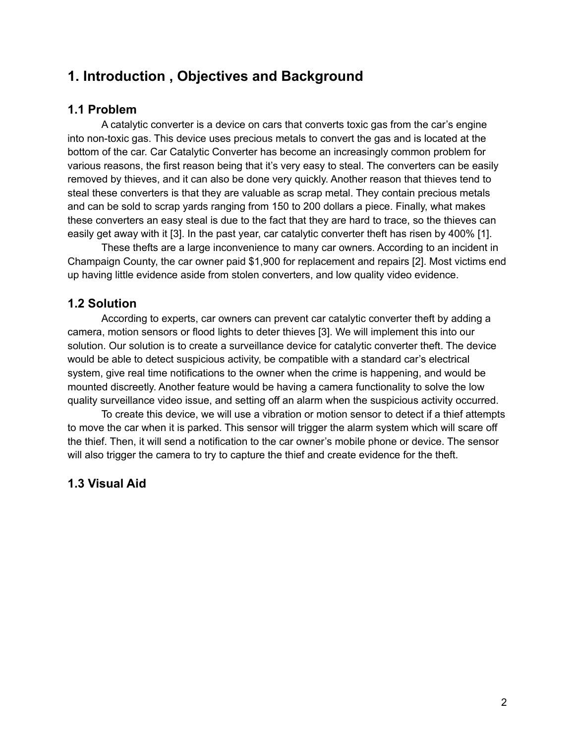# 1. Introduction , Objectives and Background

## 1.1 Problem

A catalytic converter is a device on cars that converts toxic gas from the car's engine into non-toxic gas. This device uses precious metals to convert the gas and is located at the bottom of the car. Car Catalytic Converter has become an increasingly common problem for various reasons, the first reason being that it's very easy to steal. The converters can be easily removed by thieves, and it can also be done very quickly. Another reason that thieves tend to steal these converters is that they are valuable as scrap metal. They contain precious metals and can be sold to scrap yards ranging from 150 to 200 dollars a piece. Finally, what makes these converters an easy steal is due to the fact that they are hard to trace, so the thieves can easily get away with it [3]. In the past year, car catalytic converter theft has risen by 400% [1].

These thefts are a large inconvenience to many car owners. According to an incident in Champaign County, the car owner paid $1,900 for replacement and repairs [2]. Most victims end up having little evidence aside from stolen converters, and low quality video evidence.

## 1.2 Solution

According to experts, car owners can prevent car catalytic converter theft by adding a camera, motion sensors or flood lights to deter thieves [3]. We will implement this into our solution. Our solution is to create a surveillance device for catalytic converter theft. The device would be able to detect suspicious activity, be compatible with a standard car's electrical system, give real time notifications to the owner when the crime is happening, and would be mounted discreetly. Another feature would be having a camera functionality to solve the low quality surveillance video issue, and setting off an alarm when the suspicious activity occurred.

To create this device, we will use a vibration or motion sensor to detect if a thief attempts to move the car when it is parked. This sensor will trigger the alarm system which will scare off the thief. Then, it will send a notification to the car owner's mobile phone or device. The sensor will also trigger the camera to try to capture the thief and create evidence for the theft.

## 1.3 Visual Aid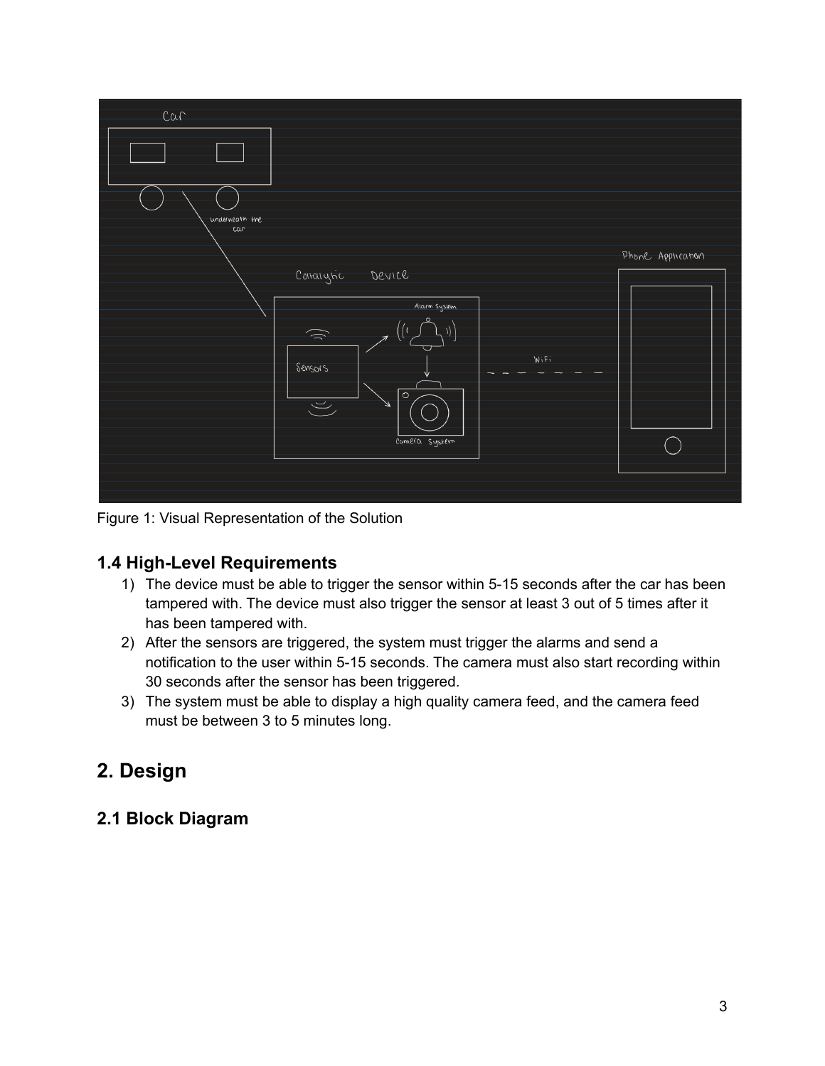Figure 1: Visual Representation of the Solution

### 1.4 High-Level Requirements

1) The device must be able to trigger the sensor within 5-15 seconds after the car has been tampered with. The device must also trigger the sensor at least 3 out of 5 times after it has been tampered with.
2) After the sensors are triggered, the system must trigger the alarms and send a notification to the user within 5-15 seconds. The camera must also start recording within 30 seconds after the sensor has been triggered.
3) The system must be able to display a high quality camera feed, and the camera feed must be between 3 to 5 minutes long.

## 2. Design

### 2.1 Block Diagram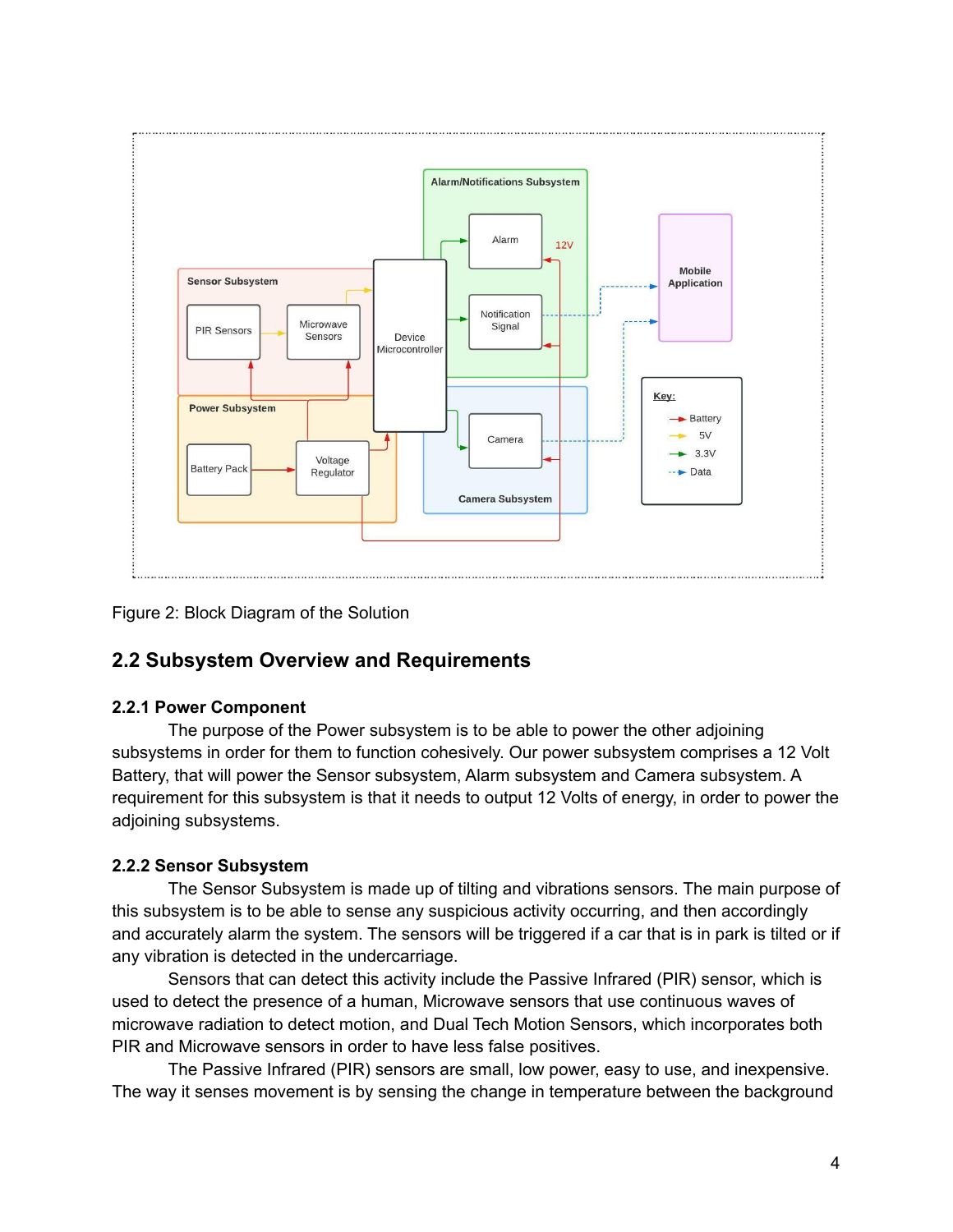Figure 2: Block Diagram of the Solution

## 2.2 Subsystem Overview and Requirements

### 2.2.1 Power Component

The purpose of the Power subsystem is to be able to power the other adjoining subsystems in order for them to function cohesively. Our power subsystem comprises a 12 Volt Battery, that will power the Sensor subsystem, Alarm subsystem and Camera subsystem. A requirement for this subsystem is that it needs to output 12 Volts of energy, in order to power the adjoining subsystems.

### 2.2.2 Sensor Subsystem

The Sensor Subsystem is made up of tilting and vibrations sensors. The main purpose of this subsystem is to be able to sense any suspicious activity occurring, and then accordingly and accurately alarm the system. The sensors will be triggered if a car that is in park is tilted or if any vibration is detected in the undercarriage.

Sensors that can detect this activity include the Passive Infrared (PIR) sensor, which is used to detect the presence of a human, Microwave sensors that use continuous waves of microwave radiation to detect motion, and Dual Tech Motion Sensors, which incorporates both PIR and Microwave sensors in order to have less false positives.

The Passive Infrared (PIR) sensors are small, low power, easy to use, and inexpensive. The way it senses movement is by sensing the change in temperature between the background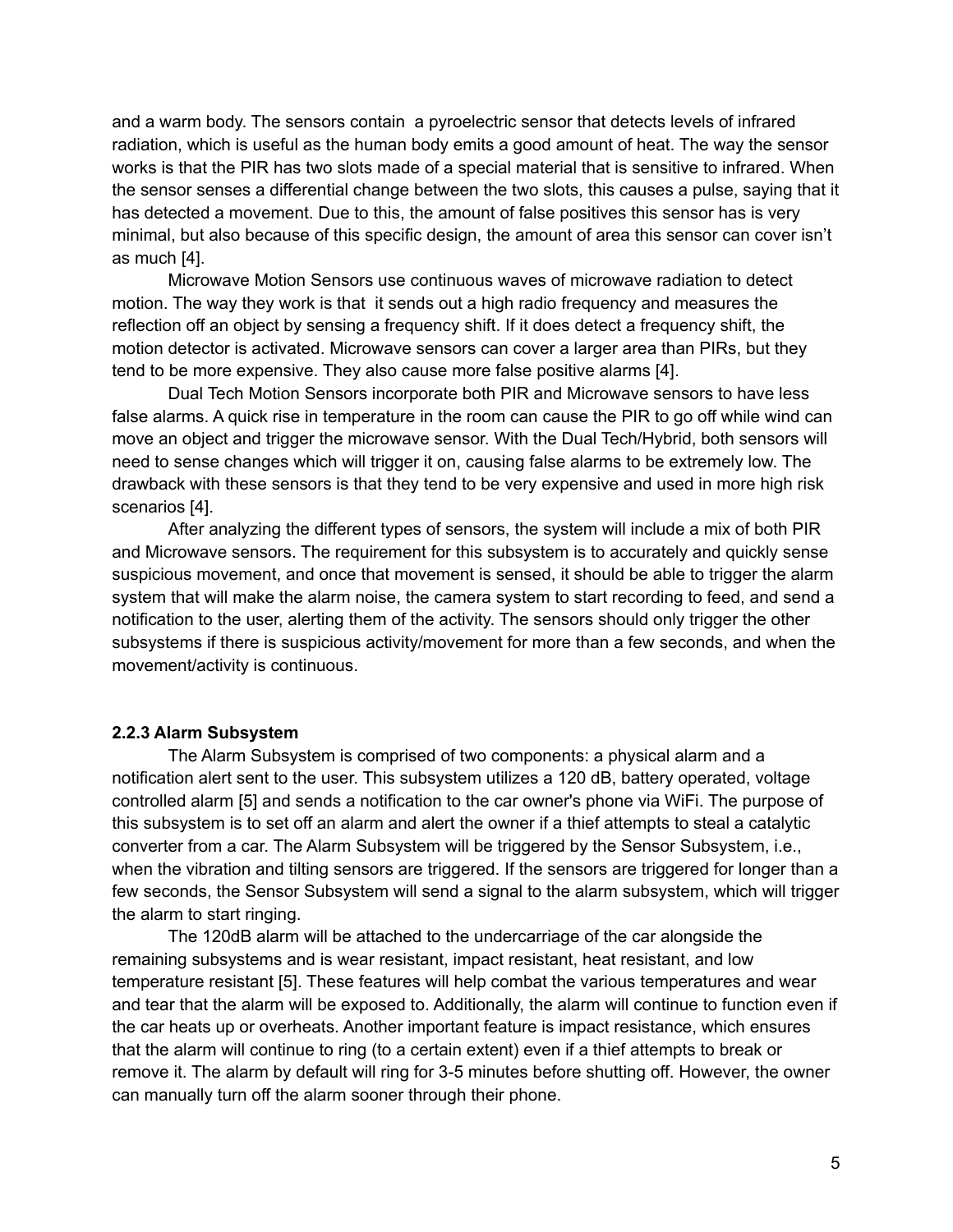and a warm body. The sensors contain a pyroelectric sensor that detects levels of infrared radiation, which is useful as the human body emits a good amount of heat. The way the sensor works is that the PIR has two slots made of a special material that is sensitive to infrared. When the sensor senses a differential change between the two slots, this causes a pulse, saying that it has detected a movement. Due to this, the amount of false positives this sensor has is very minimal, but also because of this specific design, the amount of area this sensor can cover isn't as much [4].

Microwave Motion Sensors use continuous waves of microwave radiation to detect motion. The way they work is that it sends out a high radio frequency and measures the reflection off an object by sensing a frequency shift. If it does detect a frequency shift, the motion detector is activated. Microwave sensors can cover a larger area than PIRs, but they tend to be more expensive. They also cause more false positive alarms [4].

Dual Tech Motion Sensors incorporate both PIR and Microwave sensors to have less false alarms. A quick rise in temperature in the room can cause the PIR to go off while wind can move an object and trigger the microwave sensor. With the Dual Tech/Hybrid, both sensors will need to sense changes which will trigger it on, causing false alarms to be extremely low. The drawback with these sensors is that they tend to be very expensive and used in more high risk scenarios [4].

After analyzing the different types of sensors, the system will include a mix of both PIR and Microwave sensors. The requirement for this subsystem is to accurately and quickly sense suspicious movement, and once that movement is sensed, it should be able to trigger the alarm system that will make the alarm noise, the camera system to start recording to feed, and send a notification to the user, alerting them of the activity. The sensors should only trigger the other subsystems if there is suspicious activity/movement for more than a few seconds, and when the movement/activity is continuous.

### 2.2.3 Alarm Subsystem

The Alarm Subsystem is comprised of two components: a physical alarm and a notification alert sent to the user. This subsystem utilizes a 120 dB, battery operated, voltage controlled alarm [5] and sends a notification to the car owner's phone via WiFi. The purpose of this subsystem is to set off an alarm and alert the owner if a thief attempts to steal a catalytic converter from a car. The Alarm Subsystem will be triggered by the Sensor Subsystem, i.e., when the vibration and tilting sensors are triggered. If the sensors are triggered for longer than a few seconds, the Sensor Subsystem will send a signal to the alarm subsystem, which will trigger the alarm to start ringing.

The 120dB alarm will be attached to the undercarriage of the car alongside the remaining subsystems and is wear resistant, impact resistant, heat resistant, and low temperature resistant [5]. These features will help combat the various temperatures and wear and tear that the alarm will be exposed to. Additionally, the alarm will continue to function even if the car heats up or overheats. Another important feature is impact resistance, which ensures that the alarm will continue to ring (to a certain extent) even if a thief attempts to break or remove it. The alarm by default will ring for 3-5 minutes before shutting off. However, the owner can manually turn off the alarm sooner through their phone.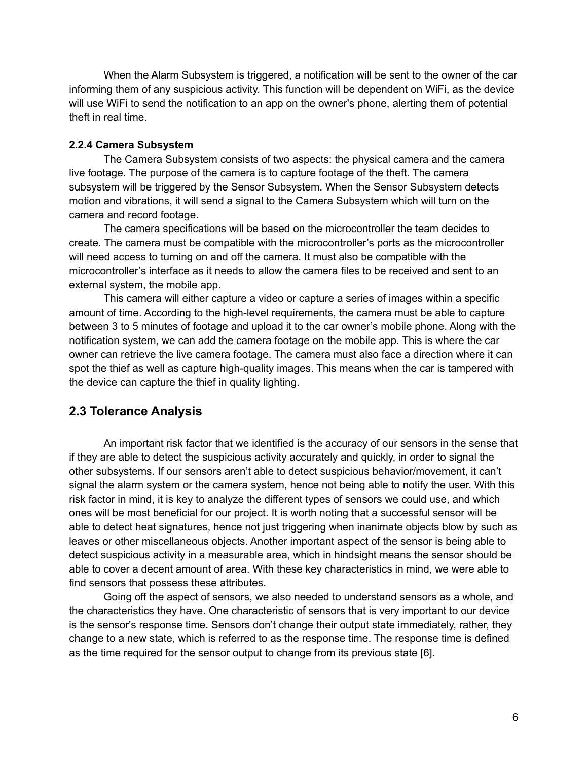When the Alarm Subsystem is triggered, a notification will be sent to the owner of the car informing them of any suspicious activity. This function will be dependent on WiFi, as the device will use WiFi to send the notification to an app on the owner's phone, alerting them of potential theft in real time.

#### 2.2.4 Camera Subsystem

The Camera Subsystem consists of two aspects: the physical camera and the camera live footage. The purpose of the camera is to capture footage of the theft. The camera subsystem will be triggered by the Sensor Subsystem. When the Sensor Subsystem detects motion and vibrations, it will send a signal to the Camera Subsystem which will turn on the camera and record footage.

The camera specifications will be based on the microcontroller the team decides to create. The camera must be compatible with the microcontroller's ports as the microcontroller will need access to turning on and off the camera. It must also be compatible with the microcontroller's interface as it needs to allow the camera files to be received and sent to an external system, the mobile app.

This camera will either capture a video or capture a series of images within a specific amount of time. According to the high-level requirements, the camera must be able to capture between 3 to 5 minutes of footage and upload it to the car owner's mobile phone. Along with the notification system, we can add the camera footage on the mobile app. This is where the car owner can retrieve the live camera footage. The camera must also face a direction where it can spot the thief as well as capture high-quality images. This means when the car is tampered with the device can capture the thief in quality lighting.

## 2.3 Tolerance Analysis

An important risk factor that we identified is the accuracy of our sensors in the sense that if they are able to detect the suspicious activity accurately and quickly, in order to signal the other subsystems. If our sensors aren't able to detect suspicious behavior/movement, it can't signal the alarm system or the camera system, hence not being able to notify the user. With this risk factor in mind, it is key to analyze the different types of sensors we could use, and which ones will be most beneficial for our project. It is worth noting that a successful sensor will be able to detect heat signatures, hence not just triggering when inanimate objects blow by such as leaves or other miscellaneous objects. Another important aspect of the sensor is being able to detect suspicious activity in a measurable area, which in hindsight means the sensor should be able to cover a decent amount of area. With these key characteristics in mind, we were able to find sensors that possess these attributes.

Going off the aspect of sensors, we also needed to understand sensors as a whole, and the characteristics they have. One characteristic of sensors that is very important to our device is the sensor's response time. Sensors don't change their output state immediately, rather, they change to a new state, which is referred to as the response time. The response time is defined as the time required for the sensor output to change from its previous state [6].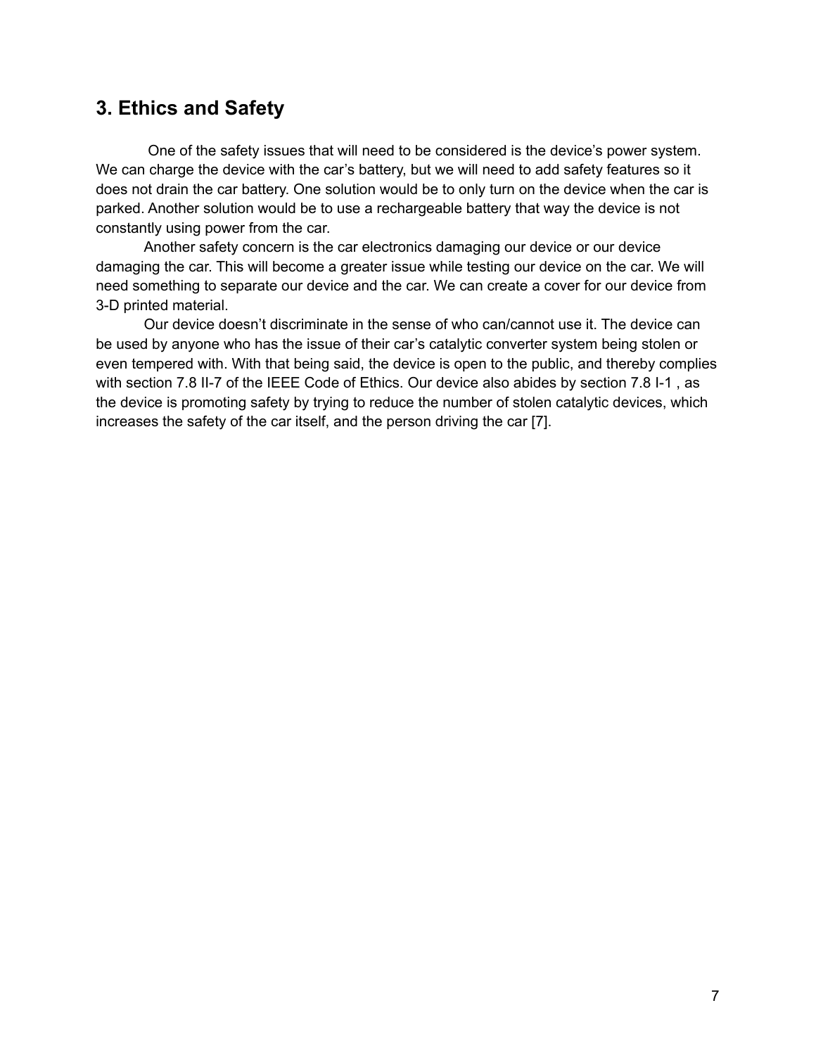## 3. Ethics and Safety

One of the safety issues that will need to be considered is the device's power system. We can charge the device with the car's battery, but we will need to add safety features so it does not drain the car battery. One solution would be to only turn on the device when the car is parked. Another solution would be to use a rechargeable battery that way the device is not constantly using power from the car.

Another safety concern is the car electronics damaging our device or our device damaging the car. This will become a greater issue while testing our device on the car. We will need something to separate our device and the car. We can create a cover for our device from 3-D printed material.

Our device doesn't discriminate in the sense of who can/cannot use it. The device can be used by anyone who has the issue of their car's catalytic converter system being stolen or even tempered with. With that being said, the device is open to the public, and thereby complies with section 7.8 II-7 of the IEEE Code of Ethics. Our device also abides by section 7.8 I-1 , as the device is promoting safety by trying to reduce the number of stolen catalytic devices, which increases the safety of the car itself, and the person driving the car [7].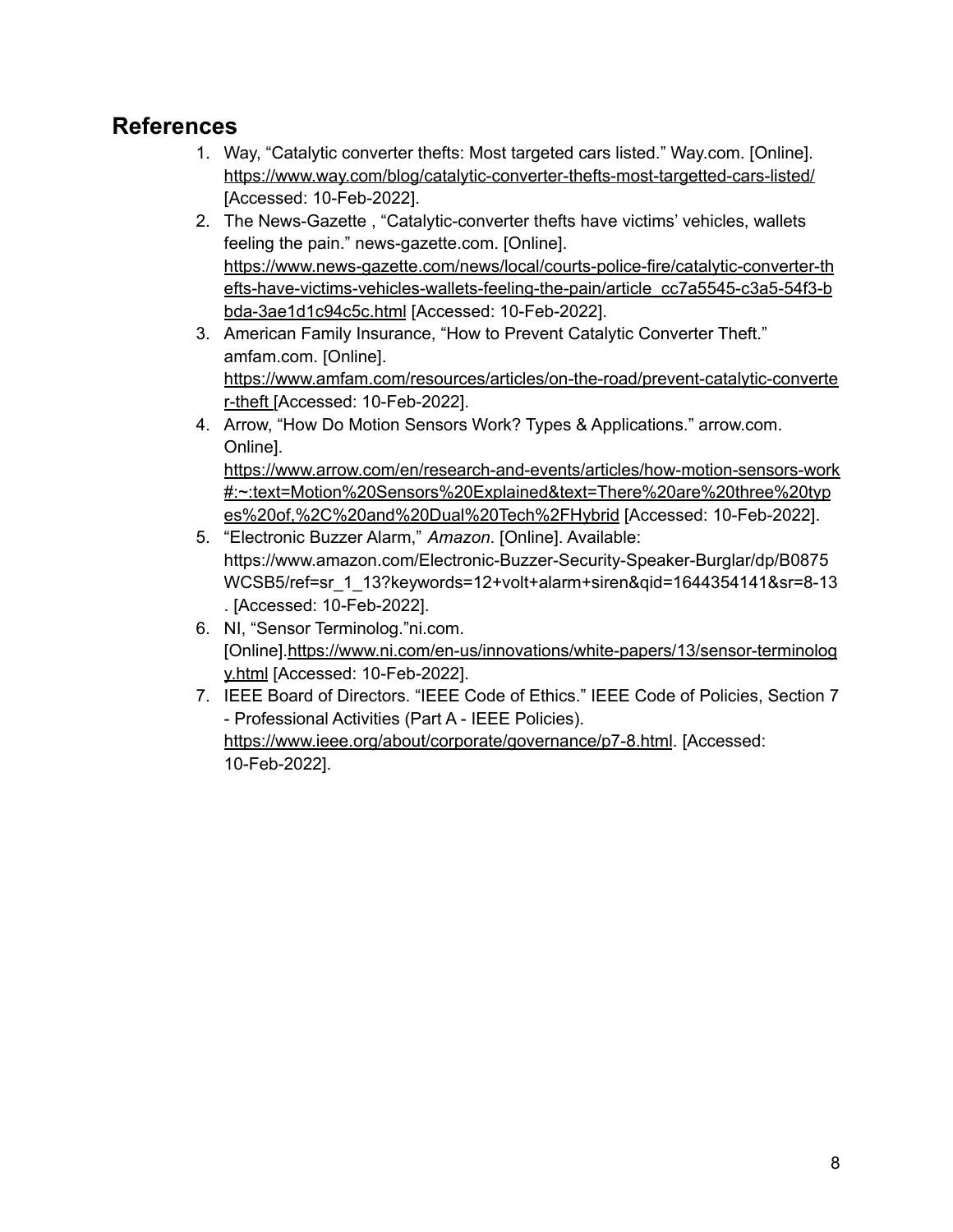## References

1. Way, “Catalytic converter thefts: Most targeted cars listed.” Way.com. [Online]. https://www.way.com/blog/catalytic-converter-thefts-most-targetted-cars-listed/ [Accessed: 10-Feb-2022].
2. The News-Gazette , “Catalytic-converter thefts have victims’ vehicles, wallets feeling the pain.” news-gazette.com. [Online]. https://www.news-gazette.com/news/local/courts-police-fire/catalytic-converter-thefts-have-victims-vehicles-wallets-feeling-the-pain/article_cc7a5545-c3a5-54f3-bbda-3ae1d1c94c5c.html [Accessed: 10-Feb-2022].
3. American Family Insurance, “How to Prevent Catalytic Converter Theft.” amfam.com. [Online]. https://www.amfam.com/resources/articles/on-the-road/prevent-catalytic-converter-theft [Accessed: 10-Feb-2022].
4. Arrow, “How Do Motion Sensors Work? Types & Applications.” arrow.com. Online]. https://www.arrow.com/en/research-and-events/articles/how-motion-sensors-work#:~:text=Motion%20Sensors%20Explained&text=There%20are%20three%20types%20of,%2C%20and%20Dual%20Tech%2FHybrid [Accessed: 10-Feb-2022].
5. “Electronic Buzzer Alarm,” *Amazon*. [Online]. Available: https://www.amazon.com/Electronic-Buzzer-Security-Speaker-Burglar/dp/B0875WCSB5/ref=sr_1_13?keywords=12+volt+alarm+siren&qid=1644354141&sr=8-13. [Accessed: 10-Feb-2022].
6. NI, “Sensor Terminolog.”ni.com. [Online].https://www.ni.com/en-us/innovations/white-papers/13/sensor-terminology.html [Accessed: 10-Feb-2022].
7. IEEE Board of Directors. “IEEE Code of Ethics.” IEEE Code of Policies, Section 7 - Professional Activities (Part A - IEEE Policies). https://www.ieee.org/about/corporate/governance/p7-8.html. [Accessed: 10-Feb-2022].